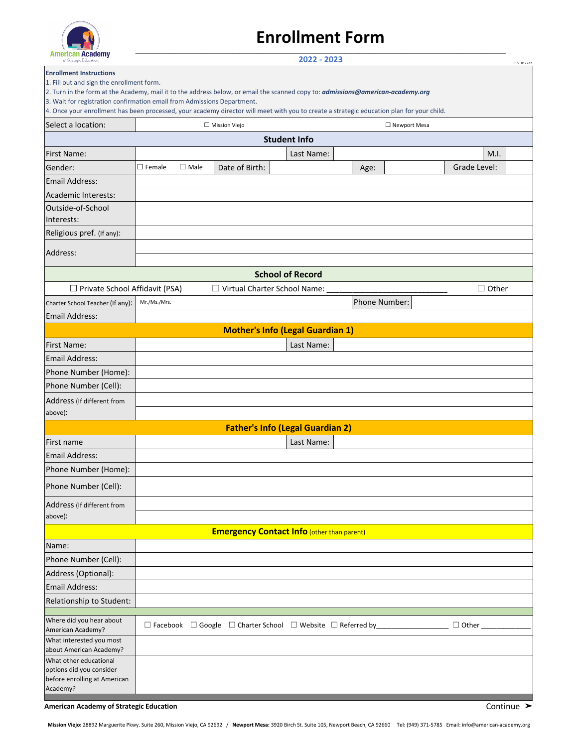American Academy of Strategic Education

# Enrollment Form

**2022 - 2023**

REV: 012722

**Enrollment Instructions**

1. Fill out and sign the enrollment form.
2. Turn in the form at the Academy, mail it to the address below, or email the scanned copy to: ***admissions@american-academy.org***
3. Wait for registration confirmation email from Admissions Department.
4. Once your enrollment has been processed, your academy director will meet with you to create a strategic education plan for your child.

| Select a location: | ☐ Mission Viejo | ☐ Newport Mesa |
|---|---|---|

## Student Info

| | | | | | |
|---|---|---|---|---|---|
| First Name: | | Last Name: | | M.I. | |
| Gender: | ☐ Female ☐ Male | Date of Birth: | | Age: | Grade Level: |
| Email Address: | | | | | |
| Academic Interests: | | | | | |
| Outside-of-School Interests: | | | | | |
| Religious pref. (If any): | | | | | |
| Address: | | | | | |

## School of Record

☐ Private School Affidavit (PSA) ☐ Virtual Charter School Name: ___________________________ ☐ Other

| | | | |
|---|---|---|---|
| Charter School Teacher (If any): | Mr./Ms./Mrs. | Phone Number: | |
| Email Address: | | | |

## Mother's Info (Legal Guardian 1)

| | | | |
|---|---|---|---|
| First Name: | | Last Name: | |
| Email Address: | | | |
| Phone Number (Home): | | | |
| Phone Number (Cell): | | | |
| Address (If different from above): | | | |

## Father's Info (Legal Guardian 2)

| | | | |
|---|---|---|---|
| First name | | Last Name: | |
| Email Address: | | | |
| Phone Number (Home): | | | |
| Phone Number (Cell): | | | |
| Address (If different from above): | | | |

## Emergency Contact Info (other than parent)

| | |
|---|---|
| Name: | |
| Phone Number (Cell): | |
| Address (Optional): | |
| Email Address: | |
| Relationship to Student: | |

| | |
|---|---|
| Where did you hear about American Academy? | ☐ Facebook ☐ Google ☐ Charter School ☐ Website ☐ Referred by__________________ ☐ Other ____________ |
| What interested you most about American Academy? | |
| What other educational options did you consider before enrolling at American Academy? | |

**American Academy of Strategic Education**

Continue ➤

**Mission Viejo:** 28892 Marguerite Pkwy. Suite 260, Mission Viejo, CA 92692 / **Newport Mesa:** 3920 Birch St. Suite 105, Newport Beach, CA 92660 Tel: (949) 371-5785 Email: info@american-academy.org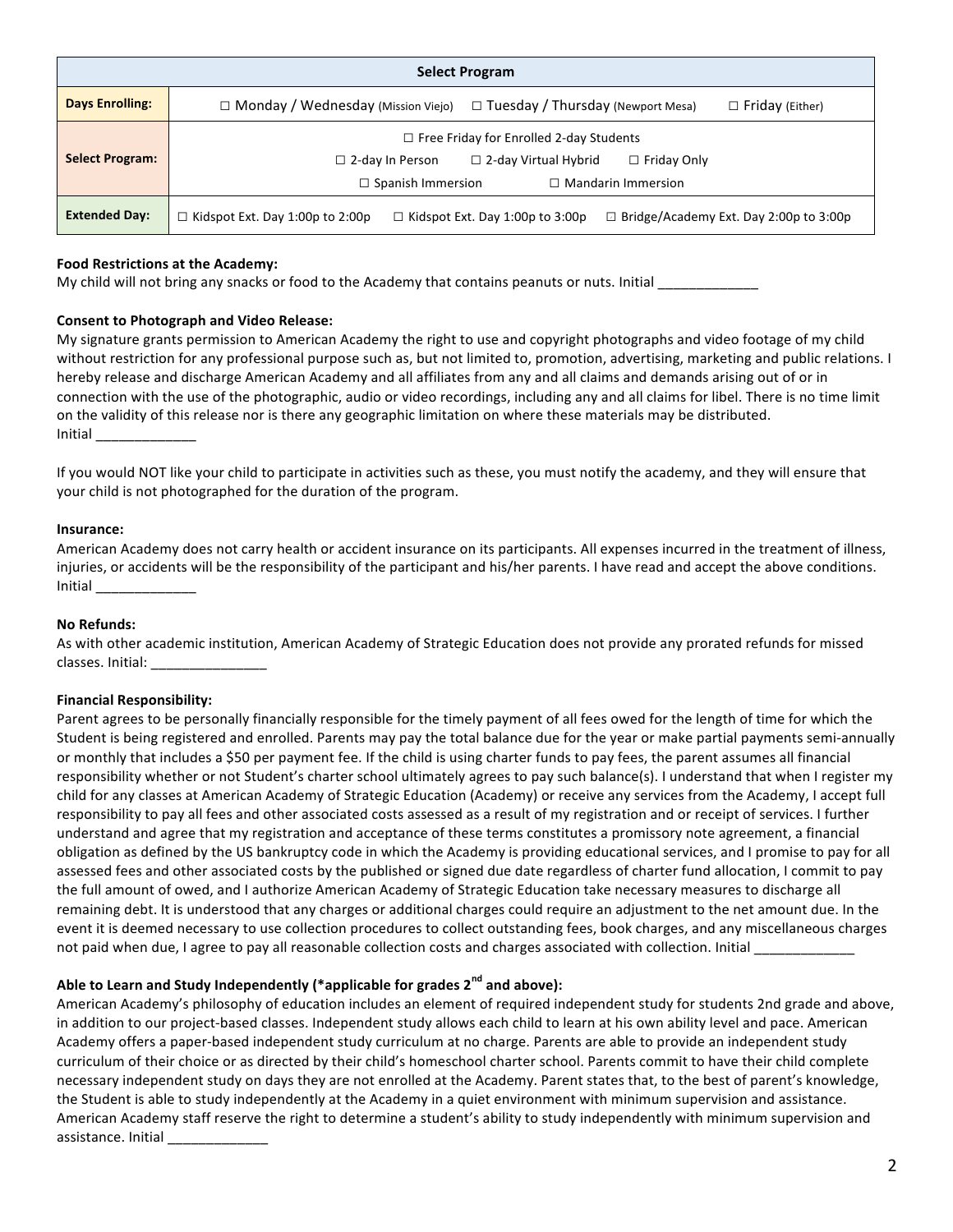| Select Program | | | |
|---|---|---|---|
| **Days Enrolling:** | ☐ Monday / Wednesday (Mission Viejo) | ☐ Tuesday / Thursday (Newport Mesa) | ☐ Friday (Either) |
| **Select Program:** | ☐ Free Friday for Enrolled 2-day Students<br>☐ 2-day In Person ☐ 2-day Virtual Hybrid ☐ Friday Only<br>☐ Spanish Immersion ☐ Mandarin Immersion | | |
| **Extended Day:** | ☐ Kidspot Ext. Day 1:00p to 2:00p | ☐ Kidspot Ext. Day 1:00p to 3:00p | ☐ Bridge/Academy Ext. Day 2:00p to 3:00p |

**Food Restrictions at the Academy:**
My child will not bring any snacks or food to the Academy that contains peanuts or nuts. Initial _____________

**Consent to Photograph and Video Release:**
My signature grants permission to American Academy the right to use and copyright photographs and video footage of my child without restriction for any professional purpose such as, but not limited to, promotion, advertising, marketing and public relations. I hereby release and discharge American Academy and all affiliates from any and all claims and demands arising out of or in connection with the use of the photographic, audio or video recordings, including any and all claims for libel. There is no time limit on the validity of this release nor is there any geographic limitation on where these materials may be distributed.
Initial _____________

If you would NOT like your child to participate in activities such as these, you must notify the academy, and they will ensure that your child is not photographed for the duration of the program.

**Insurance:**
American Academy does not carry health or accident insurance on its participants. All expenses incurred in the treatment of illness, injuries, or accidents will be the responsibility of the participant and his/her parents. I have read and accept the above conditions.
Initial _____________

**No Refunds:**
As with other academic institution, American Academy of Strategic Education does not provide any prorated refunds for missed classes. Initial: _______________

**Financial Responsibility:**
Parent agrees to be personally financially responsible for the timely payment of all fees owed for the length of time for which the Student is being registered and enrolled. Parents may pay the total balance due for the year or make partial payments semi-annually or monthly that includes a $50 per payment fee. If the child is using charter funds to pay fees, the parent assumes all financial responsibility whether or not Student's charter school ultimately agrees to pay such balance(s). I understand that when I register my child for any classes at American Academy of Strategic Education (Academy) or receive any services from the Academy, I accept full responsibility to pay all fees and other associated costs assessed as a result of my registration and or receipt of services. I further understand and agree that my registration and acceptance of these terms constitutes a promissory note agreement, a financial obligation as defined by the US bankruptcy code in which the Academy is providing educational services, and I promise to pay for all assessed fees and other associated costs by the published or signed due date regardless of charter fund allocation, I commit to pay the full amount of owed, and I authorize American Academy of Strategic Education take necessary measures to discharge all remaining debt. It is understood that any charges or additional charges could require an adjustment to the net amount due. In the event it is deemed necessary to use collection procedures to collect outstanding fees, book charges, and any miscellaneous charges not paid when due, I agree to pay all reasonable collection costs and charges associated with collection. Initial _____________

**Able to Learn and Study Independently (*applicable for grades 2nd and above):**
American Academy's philosophy of education includes an element of required independent study for students 2nd grade and above, in addition to our project-based classes. Independent study allows each child to learn at his own ability level and pace. American Academy offers a paper-based independent study curriculum at no charge. Parents are able to provide an independent study curriculum of their choice or as directed by their child's homeschool charter school. Parents commit to have their child complete necessary independent study on days they are not enrolled at the Academy. Parent states that, to the best of parent's knowledge, the Student is able to study independently at the Academy in a quiet environment with minimum supervision and assistance. American Academy staff reserve the right to determine a student's ability to study independently with minimum supervision and assistance. Initial _____________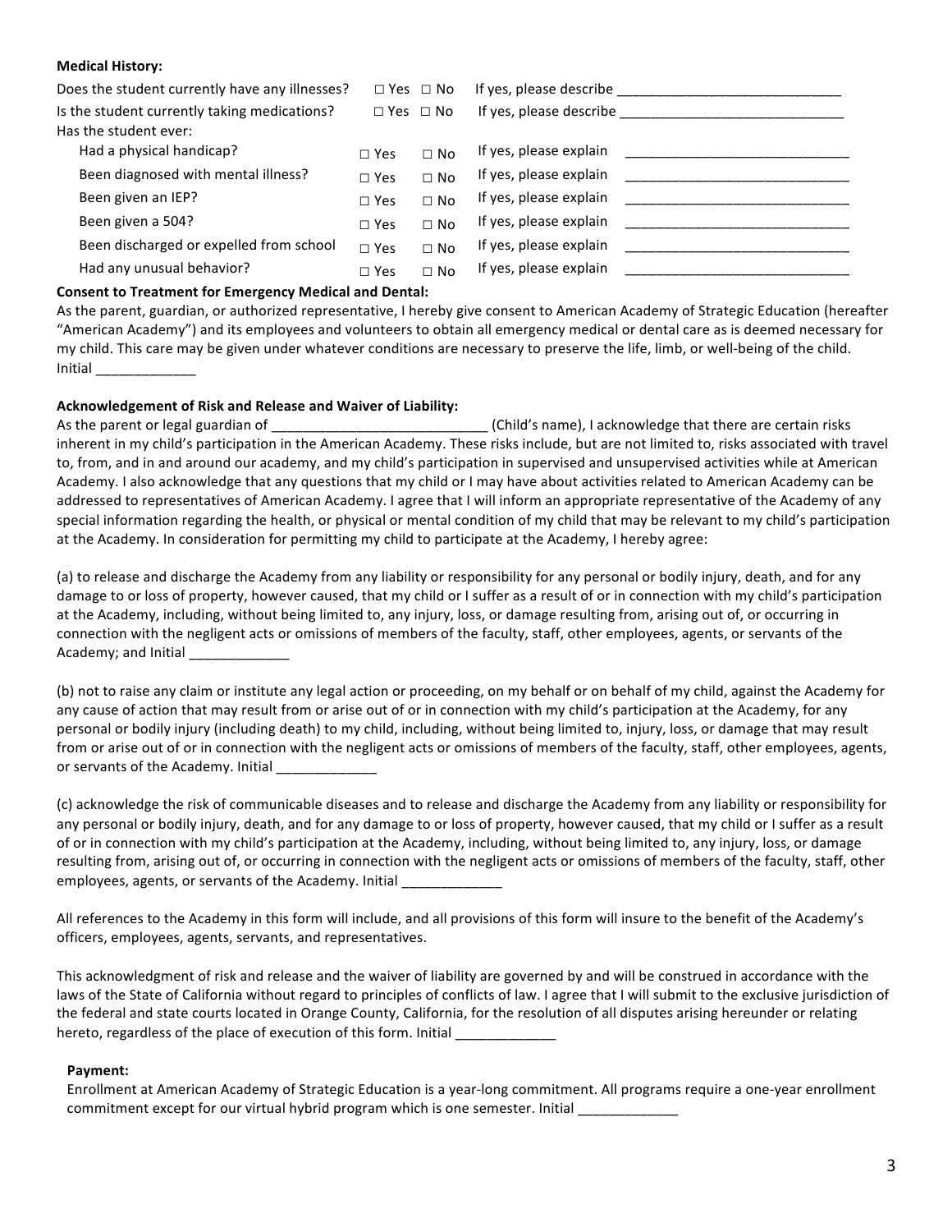**Medical History:**

Does the student currently have any illnesses? ☐ Yes ☐ No If yes, please describe _____________________________

Is the student currently taking medications? ☐ Yes ☐ No If yes, please describe _____________________________

Has the student ever:

| | | | | |
|---|---|---|---|---|
| Had a physical handicap? | ☐ Yes | ☐ No | If yes, please explain | _____________________________ |
| Been diagnosed with mental illness? | ☐ Yes | ☐ No | If yes, please explain | _____________________________ |
| Been given an IEP? | ☐ Yes | ☐ No | If yes, please explain | _____________________________ |
| Been given a 504? | ☐ Yes | ☐ No | If yes, please explain | _____________________________ |
| Been discharged or expelled from school | ☐ Yes | ☐ No | If yes, please explain | _____________________________ |
| Had any unusual behavior? | ☐ Yes | ☐ No | If yes, please explain | _____________________________ |

**Consent to Treatment for Emergency Medical and Dental:**

As the parent, guardian, or authorized representative, I hereby give consent to American Academy of Strategic Education (hereafter "American Academy") and its employees and volunteers to obtain all emergency medical or dental care as is deemed necessary for my child. This care may be given under whatever conditions are necessary to preserve the life, limb, or well-being of the child. Initial _____________

**Acknowledgement of Risk and Release and Waiver of Liability:**

As the parent or legal guardian of ____________________________ (Child's name), I acknowledge that there are certain risks inherent in my child's participation in the American Academy. These risks include, but are not limited to, risks associated with travel to, from, and in and around our academy, and my child's participation in supervised and unsupervised activities while at American Academy. I also acknowledge that any questions that my child or I may have about activities related to American Academy can be addressed to representatives of American Academy. I agree that I will inform an appropriate representative of the Academy of any special information regarding the health, or physical or mental condition of my child that may be relevant to my child's participation at the Academy. In consideration for permitting my child to participate at the Academy, I hereby agree:

(a) to release and discharge the Academy from any liability or responsibility for any personal or bodily injury, death, and for any damage to or loss of property, however caused, that my child or I suffer as a result of or in connection with my child's participation at the Academy, including, without being limited to, any injury, loss, or damage resulting from, arising out of, or occurring in connection with the negligent acts or omissions of members of the faculty, staff, other employees, agents, or servants of the Academy; and Initial _____________

(b) not to raise any claim or institute any legal action or proceeding, on my behalf or on behalf of my child, against the Academy for any cause of action that may result from or arise out of or in connection with my child's participation at the Academy, for any personal or bodily injury (including death) to my child, including, without being limited to, injury, loss, or damage that may result from or arise out of or in connection with the negligent acts or omissions of members of the faculty, staff, other employees, agents, or servants of the Academy. Initial _____________

(c) acknowledge the risk of communicable diseases and to release and discharge the Academy from any liability or responsibility for any personal or bodily injury, death, and for any damage to or loss of property, however caused, that my child or I suffer as a result of or in connection with my child's participation at the Academy, including, without being limited to, any injury, loss, or damage resulting from, arising out of, or occurring in connection with the negligent acts or omissions of members of the faculty, staff, other employees, agents, or servants of the Academy. Initial _____________

All references to the Academy in this form will include, and all provisions of this form will insure to the benefit of the Academy's officers, employees, agents, servants, and representatives.

This acknowledgment of risk and release and the waiver of liability are governed by and will be construed in accordance with the laws of the State of California without regard to principles of conflicts of law. I agree that I will submit to the exclusive jurisdiction of the federal and state courts located in Orange County, California, for the resolution of all disputes arising hereunder or relating hereto, regardless of the place of execution of this form. Initial _____________

**Payment:**

Enrollment at American Academy of Strategic Education is a year-long commitment. All programs require a one-year enrollment commitment except for our virtual hybrid program which is one semester. Initial _____________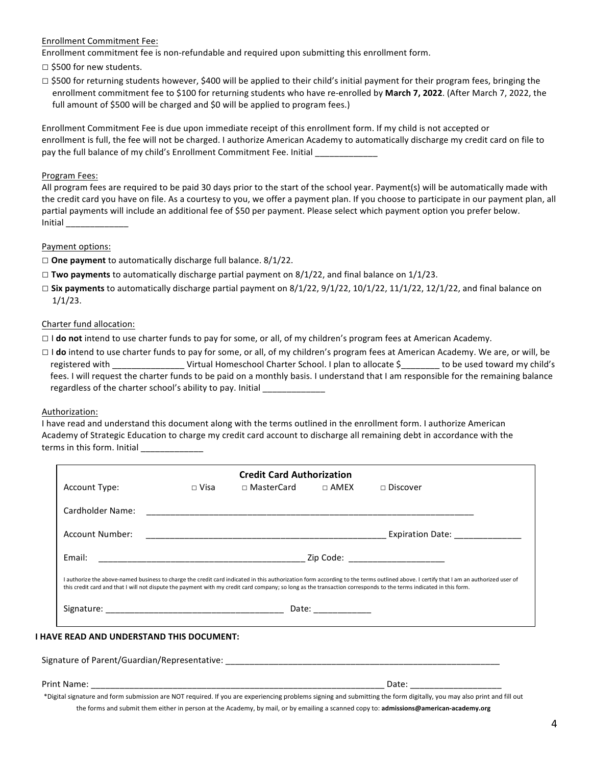Enrollment Commitment Fee:

Enrollment commitment fee is non-refundable and required upon submitting this enrollment form.

□ $500 for new students.

□ $500 for returning students however, $400 will be applied to their child's initial payment for their program fees, bringing the enrollment commitment fee to $100 for returning students who have re-enrolled by **March 7, 2022**. (After March 7, 2022, the full amount of $500 will be charged and $0 will be applied to program fees.)

Enrollment Commitment Fee is due upon immediate receipt of this enrollment form. If my child is not accepted or enrollment is full, the fee will not be charged. I authorize American Academy to automatically discharge my credit card on file to pay the full balance of my child's Enrollment Commitment Fee. Initial _____________

Program Fees:

All program fees are required to be paid 30 days prior to the start of the school year. Payment(s) will be automatically made with the credit card you have on file. As a courtesy to you, we offer a payment plan. If you choose to participate in our payment plan, all partial payments will include an additional fee of $50 per payment. Please select which payment option you prefer below. Initial _____________

Payment options:

□ **One payment** to automatically discharge full balance. 8/1/22.

□ **Two payments** to automatically discharge partial payment on 8/1/22, and final balance on 1/1/23.

□ **Six payments** to automatically discharge partial payment on 8/1/22, 9/1/22, 10/1/22, 11/1/22, 12/1/22, and final balance on 1/1/23.

Charter fund allocation:

□ I **do not** intend to use charter funds to pay for some, or all, of my children's program fees at American Academy.

□ I **do** intend to use charter funds to pay for some, or all, of my children's program fees at American Academy. We are, or will, be registered with _______________ Virtual Homeschool Charter School. I plan to allocate $________ to be used toward my child's fees. I will request the charter funds to be paid on a monthly basis. I understand that I am responsible for the remaining balance regardless of the charter school's ability to pay. Initial _____________

Authorization:

I have read and understand this document along with the terms outlined in the enrollment form. I authorize American Academy of Strategic Education to charge my credit card account to discharge all remaining debt in accordance with the terms in this form. Initial _____________

**Credit Card Authorization**

Account Type: □ Visa □ MasterCard □ AMEX □ Discover

Cardholder Name: ____________________________________________________________________

Account Number: ____________________________________________________ Expiration Date: ______________

Email: ___________________________________________ Zip Code: ____________________

I authorize the above-named business to charge the credit card indicated in this authorization form according to the terms outlined above. I certify that I am an authorized user of this credit card and that I will not dispute the payment with my credit card company; so long as the transaction corresponds to the terms indicated in this form.

Signature: _____________________________________ Date: ____________

**I HAVE READ AND UNDERSTAND THIS DOCUMENT:**

Signature of Parent/Guardian/Representative: ____________________________________________________________

Print Name: _________________________________________________________________ Date: ___________________

*Digital signature and form submission are NOT required. If you are experiencing problems signing and submitting the form digitally, you may also print and fill out the forms and submit them either in person at the Academy, by mail, or by emailing a scanned copy to: **admissions@american-academy.org**